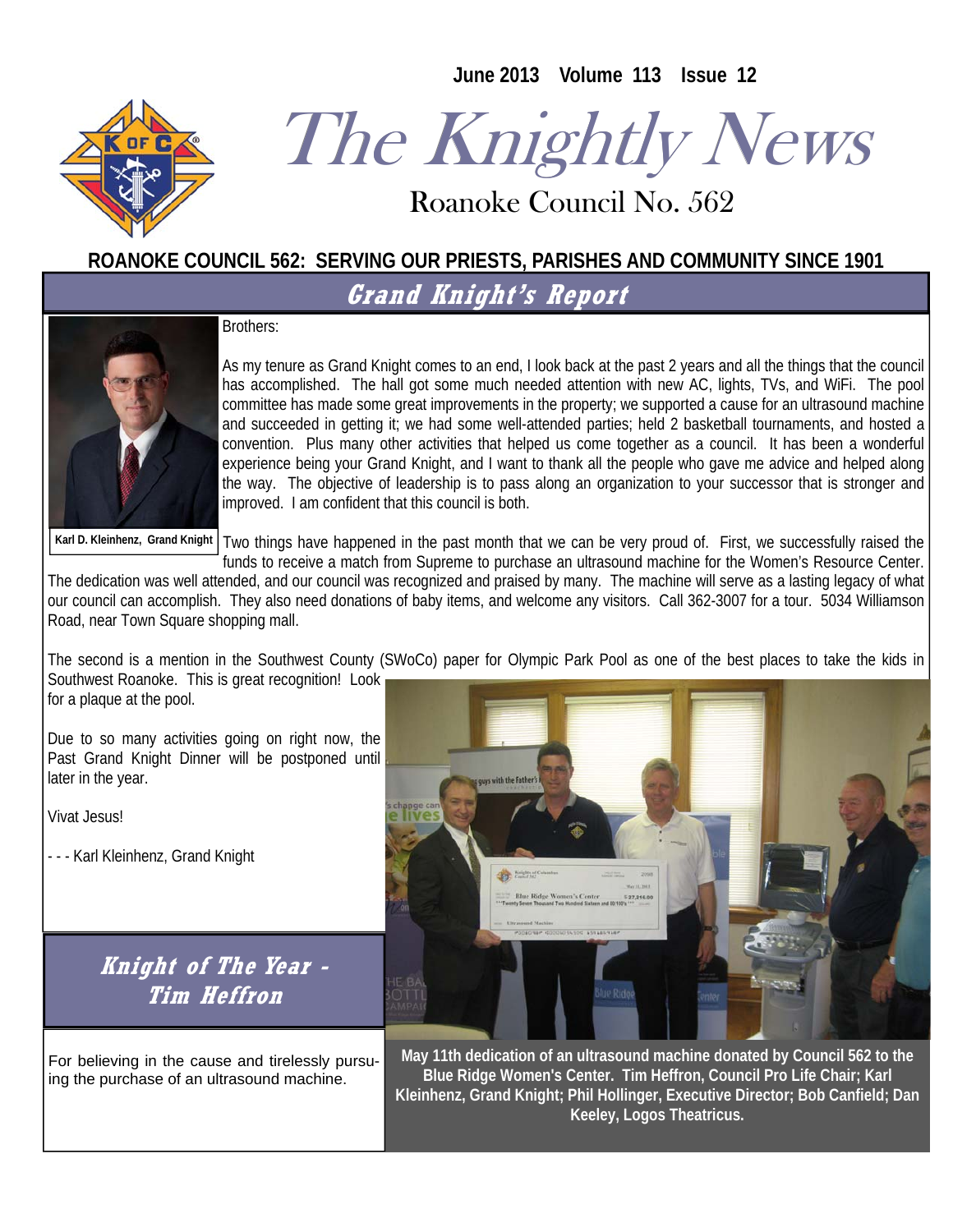June 2013 Volume 113 Issue 12

# The Knightly News

Roanoke Council No. 562

**ROANOKE COUNCIL 562: SERVING OUR PRIESTS, PARISHES AND COMMUNITY SINCE 1901**

## Grand Knight's Report

**Karl D. Kleinhenz, Grand Knight**

Brothers:

As my tenure as Grand Knight comes to an end, I look back at the past 2 years and all the things that the council has accomplished. The hall got some much needed attention with new AC, lights, TVs, and WiFi. The pool committee has made some great improvements in the property; we supported a cause for an ultrasound machine and succeeded in getting it; we had some well-attended parties; held 2 basketball tournaments, and hosted a convention. Plus many other activities that helped us come together as a council. It has been a wonderful experience being your Grand Knight, and I want to thank all the people who gave me advice and helped along the way. The objective of leadership is to pass along an organization to your successor that is stronger and improved. I am confident that this council is both.

Two things have happened in the past month that we can be very proud of. First, we successfully raised the funds to receive a match from Supreme to purchase an ultrasound machine for the Women's Resource Center. The dedication was well attended, and our council was recognized and praised by many. The machine will serve as a lasting legacy of what our council can accomplish. They also need donations of baby items, and welcome any visitors. Call 362-3007 for a tour. 5034 Williamson Road, near Town Square shopping mall.

The second is a mention in the Southwest County (SWoCo) paper for Olympic Park Pool as one of the best places to take the kids in Southwest Roanoke. This is great recognition! Look for a plaque at the pool.

Due to so many activities going on right now, the Past Grand Knight Dinner will be postponed until later in the year.

Vivat Jesus!

- - - Karl Kleinhenz, Grand Knight

**May 11th dedication of an ultrasound machine donated by Council 562 to the Blue Ridge Women's Center. Tim Heffron, Council Pro Life Chair; Karl Kleinhenz, Grand Knight; Phil Hollinger, Executive Director; Bob Canfield; Dan Keeley, Logos Theatricus.**

## Knight of The Year - Tim Heffron

For believing in the cause and tirelessly pursuing the purchase of an ultrasound machine.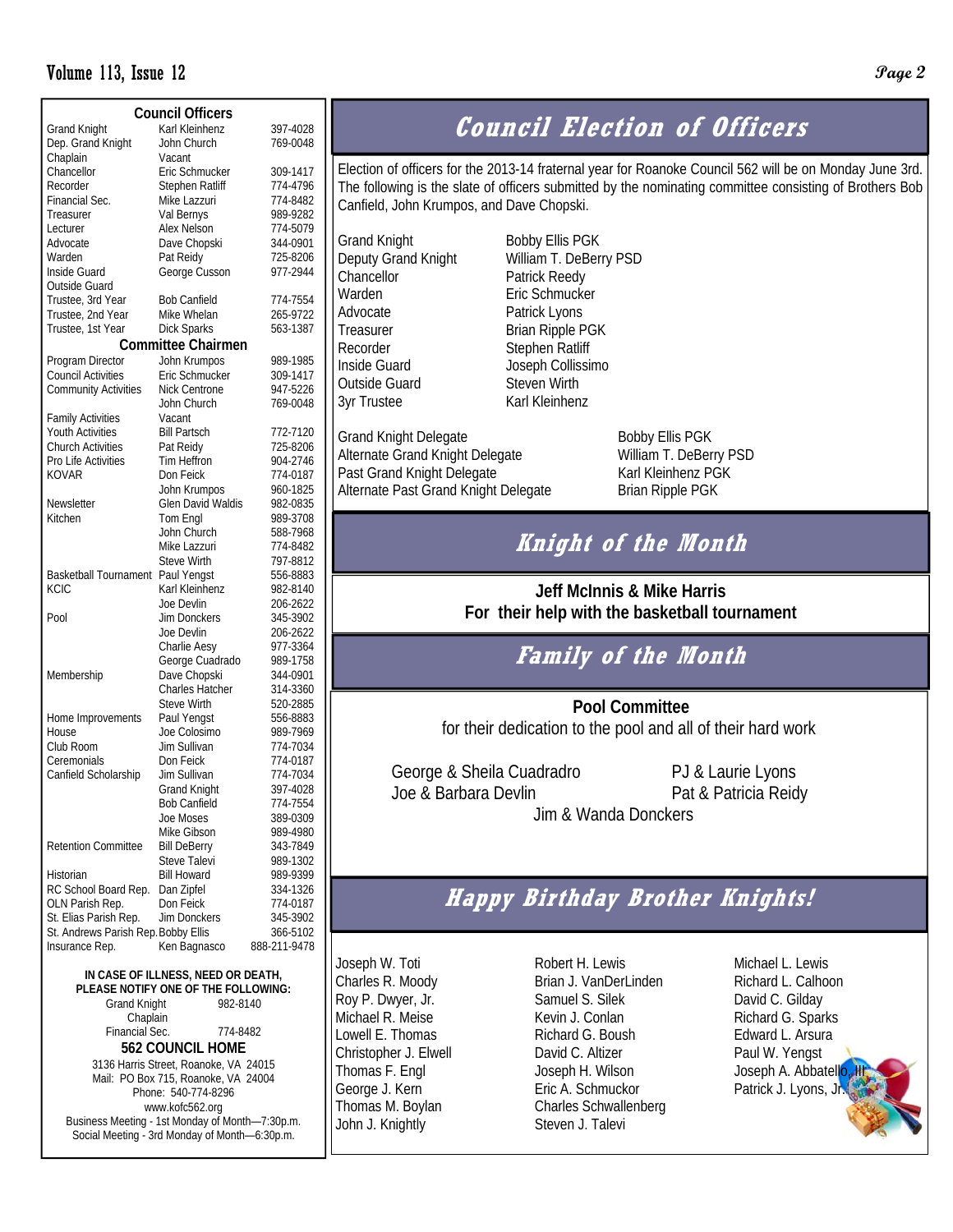## Council Officers

| | | |
|---|---|---|
| Grand Knight | Karl Kleinhenz | 397-4028 |
| Dep. Grand Knight | John Church | 769-0048 |
| Chaplain | Vacant | |
| Chancellor | Eric Schmucker | 309-1417 |
| Recorder | Stephen Ratliff | 774-4796 |
| Financial Sec. | Mike Lazzuri | 774-8482 |
| Treasurer | Val Bernys | 989-9282 |
| Lecturer | Alex Nelson | 774-5079 |
| Advocate | Dave Chopski | 344-0901 |
| Warden | Pat Reidy | 725-8206 |
| Inside Guard | George Cusson | 977-2944 |
| Outside Guard | | |
| Trustee, 3rd Year | Bob Canfield | 774-7554 |
| Trustee, 2nd Year | Mike Whelan | 265-9722 |
| Trustee, 1st Year | Dick Sparks | 563-1387 |

## Committee Chairmen

| | | |
|---|---|---|
| Program Director | John Krumpos | 989-1985 |
| Council Activities | Eric Schmucker | 309-1417 |
| Community Activities | Nick Centrone | 947-5226 |
| | John Church | 769-0048 |
| Family Activities | Vacant | |
| Youth Activities | Bill Partsch | 772-7120 |
| Church Activities | Pat Reidy | 725-8206 |
| Pro Life Activities | Tim Heffron | 904-2746 |
| KOVAR | Don Feick | 774-0187 |
| | John Krumpos | 960-1825 |
| Newsletter | Glen David Waldis | 982-0835 |
| Kitchen | Tom Engl | 989-3708 |
| | John Church | 588-7968 |
| | Mike Lazzuri | 774-8482 |
| | Steve Wirth | 797-8812 |
| Basketball Tournament | Paul Yengst | 556-8883 |
| KCIC | Karl Kleinhenz | 982-8140 |
| | Joe Devlin | 206-2622 |
| Pool | Jim Donckers | 345-3902 |
| | Joe Devlin | 206-2622 |
| | Charlie Aesy | 977-3364 |
| | George Cuadrado | 989-1758 |
| Membership | Dave Chopski | 344-0901 |
| | Charles Hatcher | 314-3360 |
| | Steve Wirth | 520-2885 |
| Home Improvements | Paul Yengst | 556-8883 |
| House | Joe Colosimo | 989-7969 |
| Club Room | Jim Sullivan | 774-7034 |
| Ceremonials | Don Feick | 774-0187 |
| Canfield Scholarship | Jim Sullivan | 774-7034 |
| | Grand Knight | 397-4028 |
| | Bob Canfield | 774-7554 |
| | Joe Moses | 389-0309 |
| | Mike Gibson | 989-4980 |
| Retention Committee | Bill DeBerry | 343-7849 |
| | Steve Talevi | 989-1302 |
| Historian | Bill Howard | 989-9399 |
| RC School Board Rep. | Dan Zipfel | 334-1326 |
| OLN Parish Rep. | Don Feick | 774-0187 |
| St. Elias Parish Rep. | Jim Donckers | 345-3902 |
| St. Andrews Parish Rep. | Bobby Ellis | 366-5102 |
| Insurance Rep. | Ken Bagnasco | 888-211-9478 |

**IN CASE OF ILLNESS, NEED OR DEATH, PLEASE NOTIFY ONE OF THE FOLLOWING:**

Grand Knight 982-8140
Chaplain
Financial Sec. 774-8482

**562 COUNCIL HOME**

3136 Harris Street, Roanoke, VA 24015
Mail: PO Box 715, Roanoke, VA 24004
Phone: 540-774-8296
www.kofc562.org
Business Meeting - 1st Monday of Month—7:30p.m.
Social Meeting - 3rd Monday of Month—6:30p.m.

# Council Election of Officers

Election of officers for the 2013-14 fraternal year for Roanoke Council 562 will be on Monday June 3rd. The following is the slate of officers submitted by the nominating committee consisting of Brothers Bob Canfield, John Krumpos, and Dave Chopski.

| | |
|---|---|
| Grand Knight | Bobby Ellis PGK |
| Deputy Grand Knight | William T. DeBerry PSD |
| Chancellor | Patrick Reedy |
| Warden | Eric Schmucker |
| Advocate | Patrick Lyons |
| Treasurer | Brian Ripple PGK |
| Recorder | Stephen Ratliff |
| Inside Guard | Joseph Collissimo |
| Outside Guard | Steven Wirth |
| 3yr Trustee | Karl Kleinhenz |

| | |
|---|---|
| Grand Knight Delegate | Bobby Ellis PGK |
| Alternate Grand Knight Delegate | William T. DeBerry PSD |
| Past Grand Knight Delegate | Karl Kleinhenz PGK |
| Alternate Past Grand Knight Delegate | Brian Ripple PGK |

# Knight of the Month

**Jeff McInnis & Mike Harris**
**For their help with the basketball tournament**

# Family of the Month

**Pool Committee**
for their dedication to the pool and all of their hard work

George & Sheila Cuadradro
PJ & Laurie Lyons
Joe & Barbara Devlin
Pat & Patricia Reidy
Jim & Wanda Donckers

# Happy Birthday Brother Knights!

Joseph W. Toti
Charles R. Moody
Roy P. Dwyer, Jr.
Michael R. Meise
Lowell E. Thomas
Christopher J. Elwell
Thomas F. Engl
George J. Kern
Thomas M. Boylan
John J. Knightly
Robert H. Lewis
Brian J. VanDerLinden
Samuel S. Silek
Kevin J. Conlan
Richard G. Boush
David C. Altizer
Joseph H. Wilson
Eric A. Schmuckor
Charles Schwallenberg
Steven J. Talevi
Michael L. Lewis
Richard L. Calhoon
David C. Gilday
Richard G. Sparks
Edward L. Arsura
Paul W. Yengst
Joseph A. Abbatello, III
Patrick J. Lyons, Jr.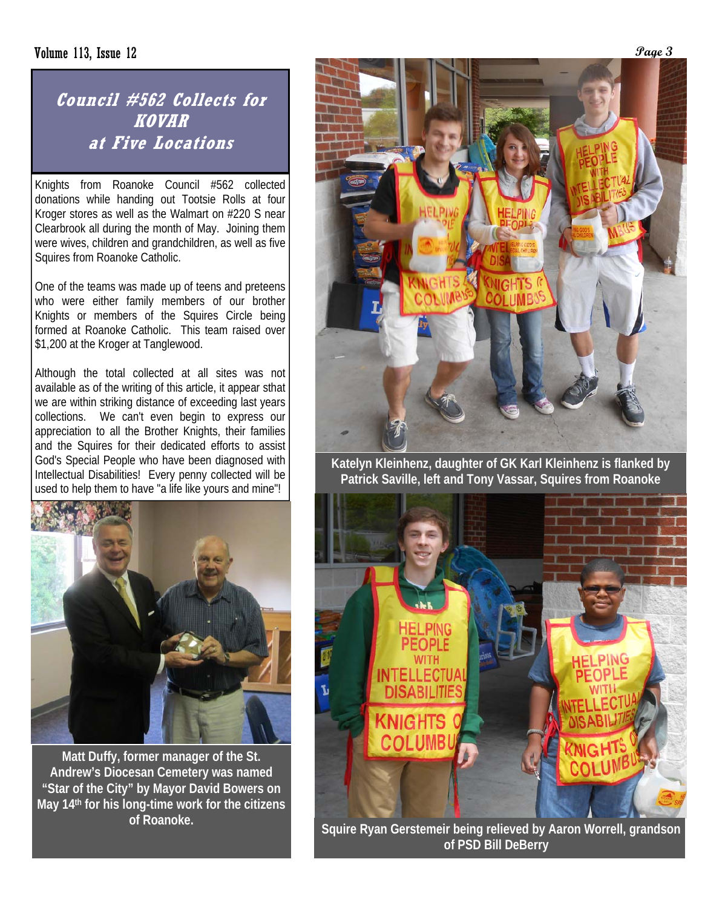## Council #562 Collects for KOVAR at Five Locations

Knights from Roanoke Council #562 collected donations while handing out Tootsie Rolls at four Kroger stores as well as the Walmart on #220 S near Clearbrook all during the month of May. Joining them were wives, children and grandchildren, as well as five Squires from Roanoke Catholic.

One of the teams was made up of teens and preteens who were either family members of our brother Knights or members of the Squires Circle being formed at Roanoke Catholic. This team raised over $1,200 at the Kroger at Tanglewood.

Although the total collected at all sites was not available as of the writing of this article, it appear sthat we are within striking distance of exceeding last years collections. We can't even begin to express our appreciation to all the Brother Knights, their families and the Squires for their dedicated efforts to assist God's Special People who have been diagnosed with Intellectual Disabilities! Every penny collected will be used to help them to have "a life like yours and mine"!

**Matt Duffy, former manager of the St. Andrew's Diocesan Cemetery was named "Star of the City" by Mayor David Bowers on May 14th for his long-time work for the citizens of Roanoke.**

**Katelyn Kleinhenz, daughter of GK Karl Kleinhenz is flanked by Patrick Saville, left and Tony Vassar, Squires from Roanoke**

**Squire Ryan Gerstemeir being relieved by Aaron Worrell, grandson of PSD Bill DeBerry**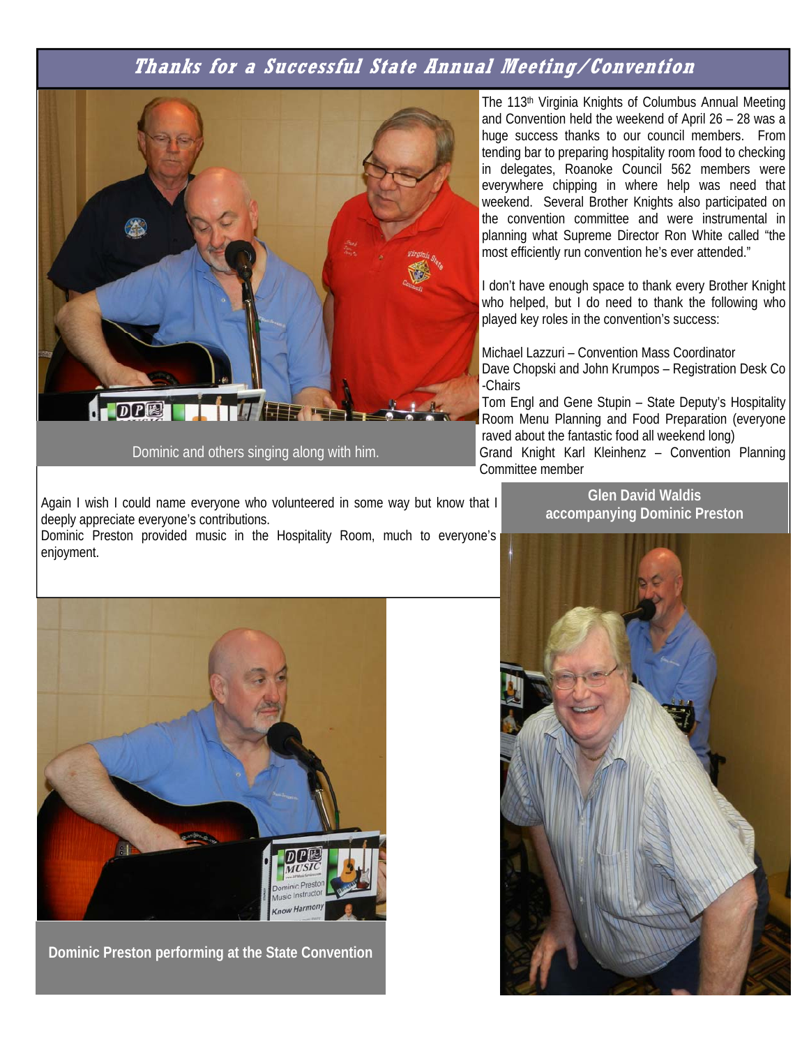## *Thanks for a Successful State Annual Meeting/Convention*

Dominic and others singing along with him.

The 113th Virginia Knights of Columbus Annual Meeting and Convention held the weekend of April 26 – 28 was a huge success thanks to our council members. From tending bar to preparing hospitality room food to checking in delegates, Roanoke Council 562 members were everywhere chipping in where help was need that weekend. Several Brother Knights also participated on the convention committee and were instrumental in planning what Supreme Director Ron White called "the most efficiently run convention he's ever attended."

I don't have enough space to thank every Brother Knight who helped, but I do need to thank the following who played key roles in the convention's success:

Michael Lazzuri – Convention Mass Coordinator
Dave Chopski and John Krumpos – Registration Desk Co-Chairs
Tom Engl and Gene Stupin – State Deputy's Hospitality Room Menu Planning and Food Preparation (everyone raved about the fantastic food all weekend long)
Grand Knight Karl Kleinhenz – Convention Planning Committee member

Again I wish I could name everyone who volunteered in some way but know that I deeply appreciate everyone's contributions.
Dominic Preston provided music in the Hospitality Room, much to everyone's enjoyment.

**Glen David Waldis accompanying Dominic Preston**

**Dominic Preston performing at the State Convention**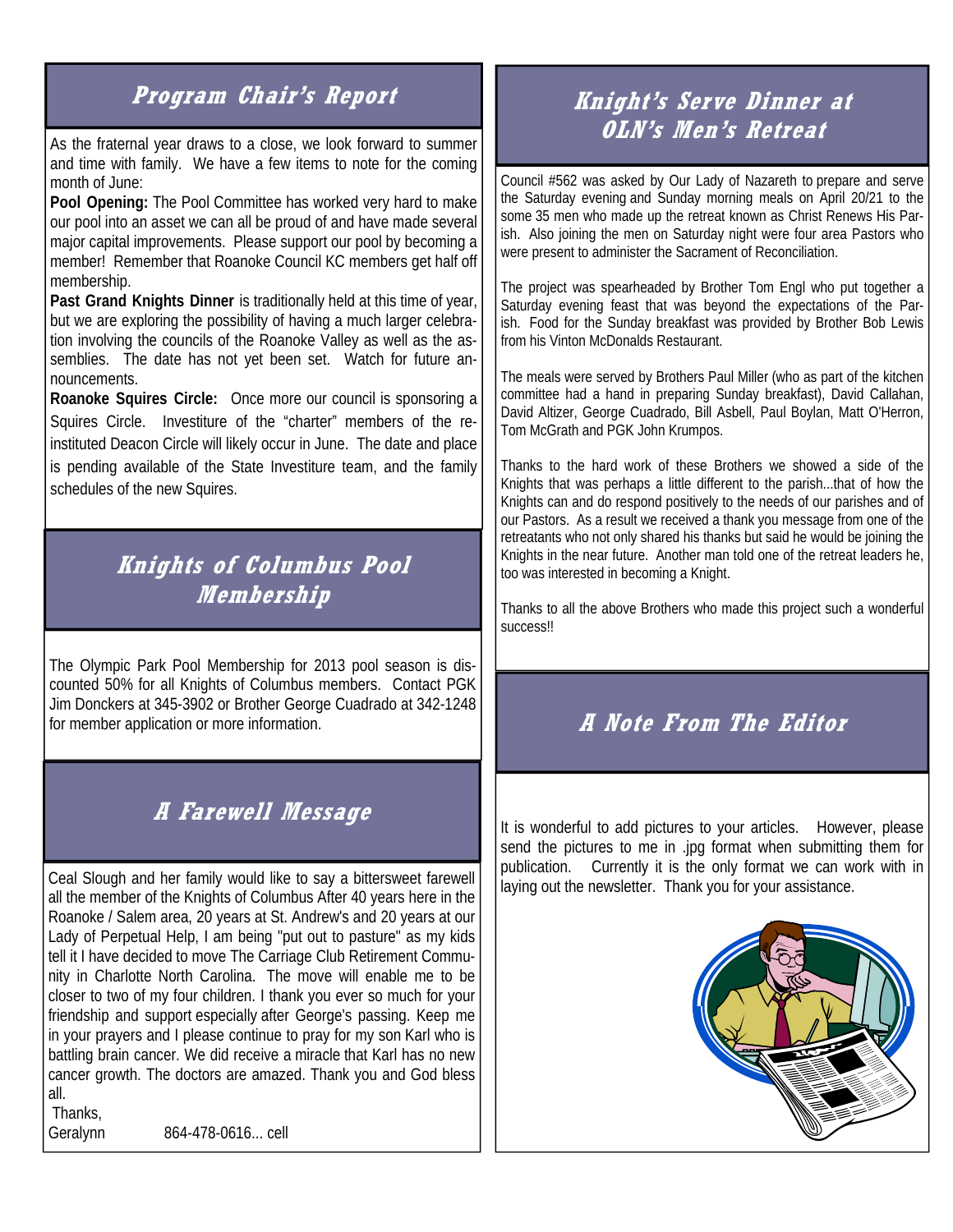## Program Chair's Report

As the fraternal year draws to a close, we look forward to summer and time with family. We have a few items to note for the coming month of June:

**Pool Opening:** The Pool Committee has worked very hard to make our pool into an asset we can all be proud of and have made several major capital improvements. Please support our pool by becoming a member! Remember that Roanoke Council KC members get half off membership.

**Past Grand Knights Dinner** is traditionally held at this time of year, but we are exploring the possibility of having a much larger celebration involving the councils of the Roanoke Valley as well as the assemblies. The date has not yet been set. Watch for future announcements.

**Roanoke Squires Circle:** Once more our council is sponsoring a Squires Circle. Investiture of the "charter" members of the re-instituted Deacon Circle will likely occur in June. The date and place is pending available of the State Investiture team, and the family schedules of the new Squires.

## Knights of Columbus Pool Membership

The Olympic Park Pool Membership for 2013 pool season is discounted 50% for all Knights of Columbus members. Contact PGK Jim Donckers at 345-3902 or Brother George Cuadrado at 342-1248 for member application or more information.

## A Farewell Message

Ceal Slough and her family would like to say a bittersweet farewell all the member of the Knights of Columbus After 40 years here in the Roanoke / Salem area, 20 years at St. Andrew's and 20 years at our Lady of Perpetual Help, I am being "put out to pasture" as my kids tell it I have decided to move The Carriage Club Retirement Community in Charlotte North Carolina. The move will enable me to be closer to two of my four children. I thank you ever so much for your friendship and support especially after George's passing. Keep me in your prayers and I please continue to pray for my son Karl who is battling brain cancer. We did receive a miracle that Karl has no new cancer growth. The doctors are amazed. Thank you and God bless all.

Thanks,

Geralynn 864-478-0616... cell

## Knight's Serve Dinner at OLN's Men's Retreat

Council #562 was asked by Our Lady of Nazareth to prepare and serve the Saturday evening and Sunday morning meals on April 20/21 to the some 35 men who made up the retreat known as Christ Renews His Parish. Also joining the men on Saturday night were four area Pastors who were present to administer the Sacrament of Reconciliation.

The project was spearheaded by Brother Tom Engl who put together a Saturday evening feast that was beyond the expectations of the Parish. Food for the Sunday breakfast was provided by Brother Bob Lewis from his Vinton McDonalds Restaurant.

The meals were served by Brothers Paul Miller (who as part of the kitchen committee had a hand in preparing Sunday breakfast), David Callahan, David Altizer, George Cuadrado, Bill Asbell, Paul Boylan, Matt O'Herron, Tom McGrath and PGK John Krumpos.

Thanks to the hard work of these Brothers we showed a side of the Knights that was perhaps a little different to the parish...that of how the Knights can and do respond positively to the needs of our parishes and of our Pastors. As a result we received a thank you message from one of the retreatants who not only shared his thanks but said he would be joining the Knights in the near future. Another man told one of the retreat leaders he, too was interested in becoming a Knight.

Thanks to all the above Brothers who made this project such a wonderful success!!

## A Note From The Editor

It is wonderful to add pictures to your articles. However, please send the pictures to me in .jpg format when submitting them for publication. Currently it is the only format we can work with in laying out the newsletter. Thank you for your assistance.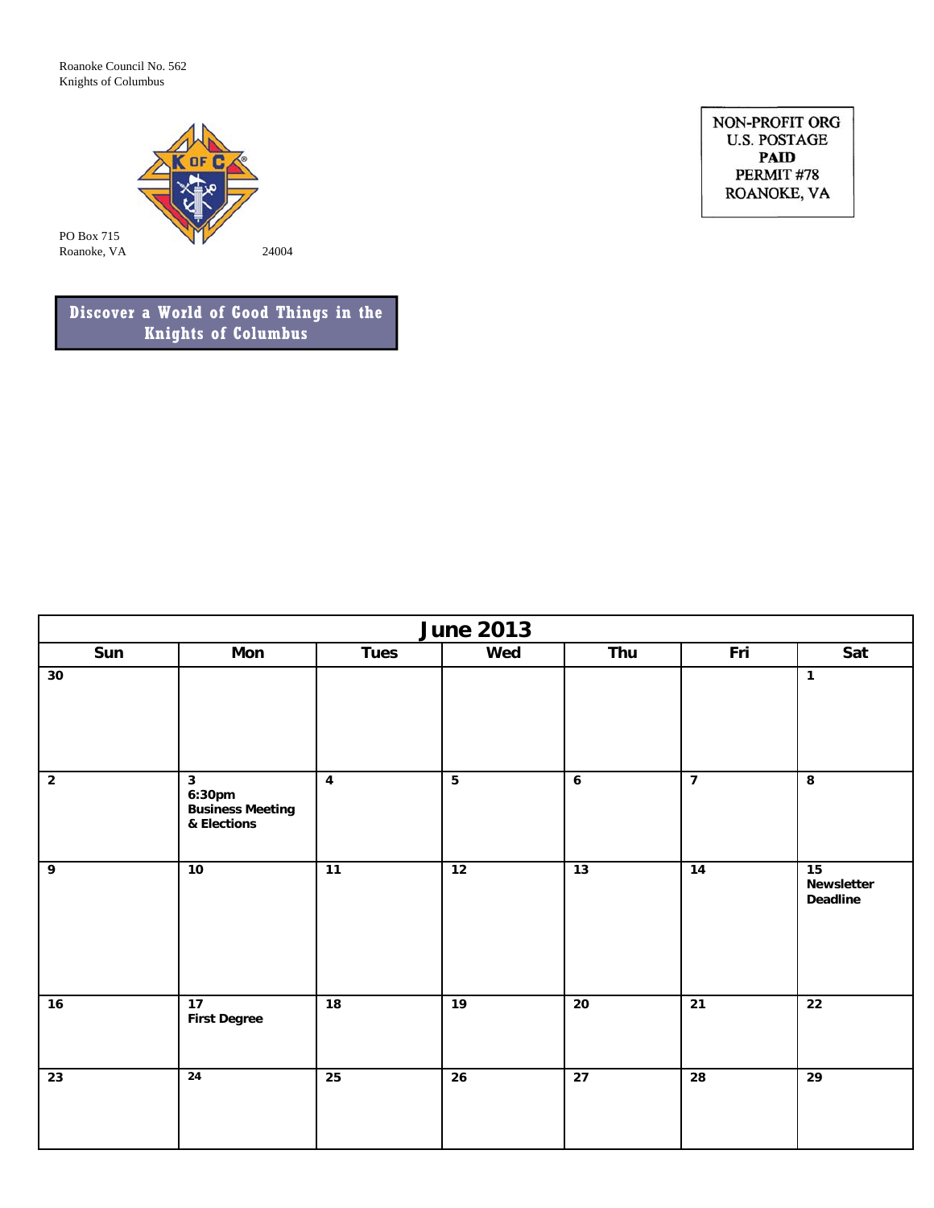Roanoke Council No. 562
Knights of Columbus

PO Box 715
Roanoke, VA 24004

NON-PROFIT ORG
U.S. POSTAGE
**PAID**
PERMIT #78
ROANOKE, VA

**Discover a World of Good Things in the Knights of Columbus**

## June 2013

| Sun | Mon | Tues | Wed | Thu | Fri | Sat |
|---|---|---|---|---|---|---|
| 30 | | | | | | 1 |
| 2 | 3 **6:30pm Business Meeting & Elections** | 4 | 5 | 6 | 7 | 8 |
| 9 | 10 | 11 | 12 | 13 | 14 | 15 **Newsletter Deadline** |
| 16 | 17 **First Degree** | 18 | 19 | 20 | 21 | 22 |
| 23 | 24 | 25 | 26 | 27 | 28 | 29 |